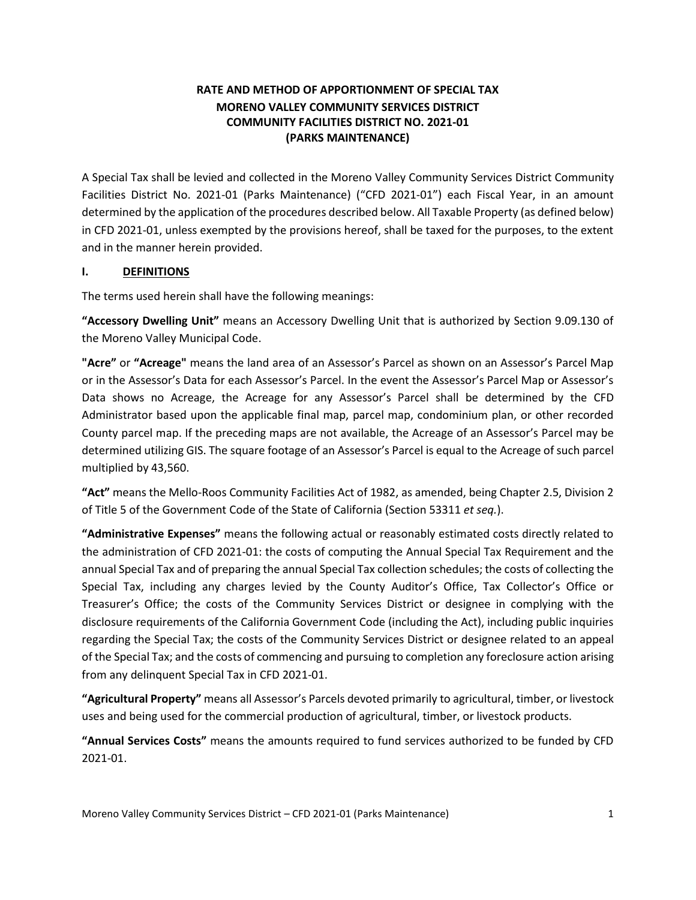# RATE AND METHOD OF APPORTIONMENT OF SPECIAL TAX
## MORENO VALLEY COMMUNITY SERVICES DISTRICT
## COMMUNITY FACILITIES DISTRICT NO. 2021-01
## (PARKS MAINTENANCE)

A Special Tax shall be levied and collected in the Moreno Valley Community Services District Community Facilities District No. 2021-01 (Parks Maintenance) ("CFD 2021-01") each Fiscal Year, in an amount determined by the application of the procedures described below. All Taxable Property (as defined below) in CFD 2021-01, unless exempted by the provisions hereof, shall be taxed for the purposes, to the extent and in the manner herein provided.

## I. DEFINITIONS

The terms used herein shall have the following meanings:

**"Accessory Dwelling Unit"** means an Accessory Dwelling Unit that is authorized by Section 9.09.130 of the Moreno Valley Municipal Code.

**"Acre"** or **"Acreage"** means the land area of an Assessor's Parcel as shown on an Assessor's Parcel Map or in the Assessor's Data for each Assessor's Parcel. In the event the Assessor's Parcel Map or Assessor's Data shows no Acreage, the Acreage for any Assessor's Parcel shall be determined by the CFD Administrator based upon the applicable final map, parcel map, condominium plan, or other recorded County parcel map. If the preceding maps are not available, the Acreage of an Assessor's Parcel may be determined utilizing GIS. The square footage of an Assessor's Parcel is equal to the Acreage of such parcel multiplied by 43,560.

**"Act"** means the Mello-Roos Community Facilities Act of 1982, as amended, being Chapter 2.5, Division 2 of Title 5 of the Government Code of the State of California (Section 53311 *et seq.*).

**"Administrative Expenses"** means the following actual or reasonably estimated costs directly related to the administration of CFD 2021-01: the costs of computing the Annual Special Tax Requirement and the annual Special Tax and of preparing the annual Special Tax collection schedules; the costs of collecting the Special Tax, including any charges levied by the County Auditor's Office, Tax Collector's Office or Treasurer's Office; the costs of the Community Services District or designee in complying with the disclosure requirements of the California Government Code (including the Act), including public inquiries regarding the Special Tax; the costs of the Community Services District or designee related to an appeal of the Special Tax; and the costs of commencing and pursuing to completion any foreclosure action arising from any delinquent Special Tax in CFD 2021-01.

**"Agricultural Property"** means all Assessor's Parcels devoted primarily to agricultural, timber, or livestock uses and being used for the commercial production of agricultural, timber, or livestock products.

**"Annual Services Costs"** means the amounts required to fund services authorized to be funded by CFD 2021-01.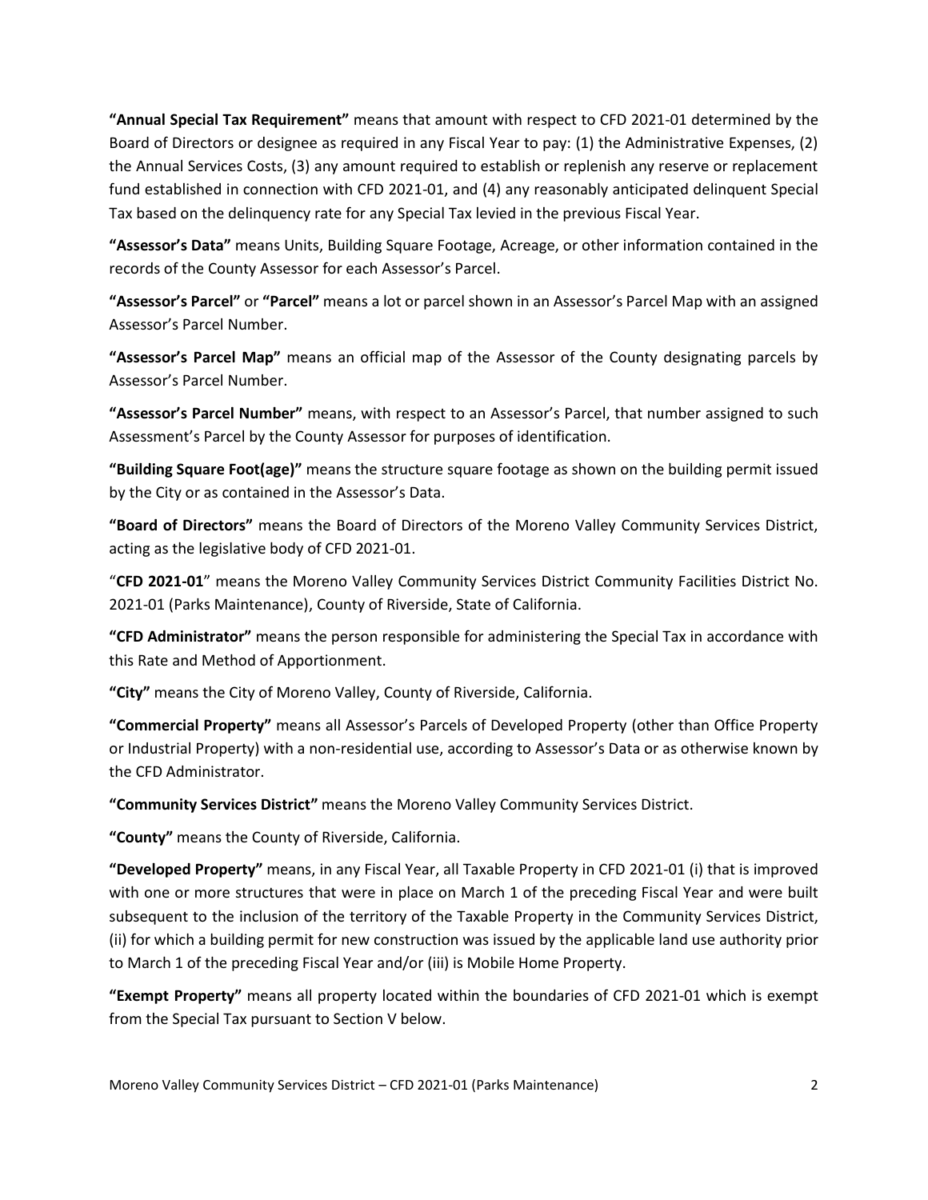**"Annual Special Tax Requirement"** means that amount with respect to CFD 2021-01 determined by the Board of Directors or designee as required in any Fiscal Year to pay: (1) the Administrative Expenses, (2) the Annual Services Costs, (3) any amount required to establish or replenish any reserve or replacement fund established in connection with CFD 2021-01, and (4) any reasonably anticipated delinquent Special Tax based on the delinquency rate for any Special Tax levied in the previous Fiscal Year.

**"Assessor's Data"** means Units, Building Square Footage, Acreage, or other information contained in the records of the County Assessor for each Assessor's Parcel.

**"Assessor's Parcel"** or **"Parcel"** means a lot or parcel shown in an Assessor's Parcel Map with an assigned Assessor's Parcel Number.

**"Assessor's Parcel Map"** means an official map of the Assessor of the County designating parcels by Assessor's Parcel Number.

**"Assessor's Parcel Number"** means, with respect to an Assessor's Parcel, that number assigned to such Assessment's Parcel by the County Assessor for purposes of identification.

**"Building Square Foot(age)"** means the structure square footage as shown on the building permit issued by the City or as contained in the Assessor's Data.

**"Board of Directors"** means the Board of Directors of the Moreno Valley Community Services District, acting as the legislative body of CFD 2021-01.

"**CFD 2021-01**" means the Moreno Valley Community Services District Community Facilities District No. 2021-01 (Parks Maintenance), County of Riverside, State of California.

**"CFD Administrator"** means the person responsible for administering the Special Tax in accordance with this Rate and Method of Apportionment.

**"City"** means the City of Moreno Valley, County of Riverside, California.

**"Commercial Property"** means all Assessor's Parcels of Developed Property (other than Office Property or Industrial Property) with a non-residential use, according to Assessor's Data or as otherwise known by the CFD Administrator.

**"Community Services District"** means the Moreno Valley Community Services District.

**"County"** means the County of Riverside, California.

**"Developed Property"** means, in any Fiscal Year, all Taxable Property in CFD 2021-01 (i) that is improved with one or more structures that were in place on March 1 of the preceding Fiscal Year and were built subsequent to the inclusion of the territory of the Taxable Property in the Community Services District, (ii) for which a building permit for new construction was issued by the applicable land use authority prior to March 1 of the preceding Fiscal Year and/or (iii) is Mobile Home Property.

**"Exempt Property"** means all property located within the boundaries of CFD 2021-01 which is exempt from the Special Tax pursuant to Section V below.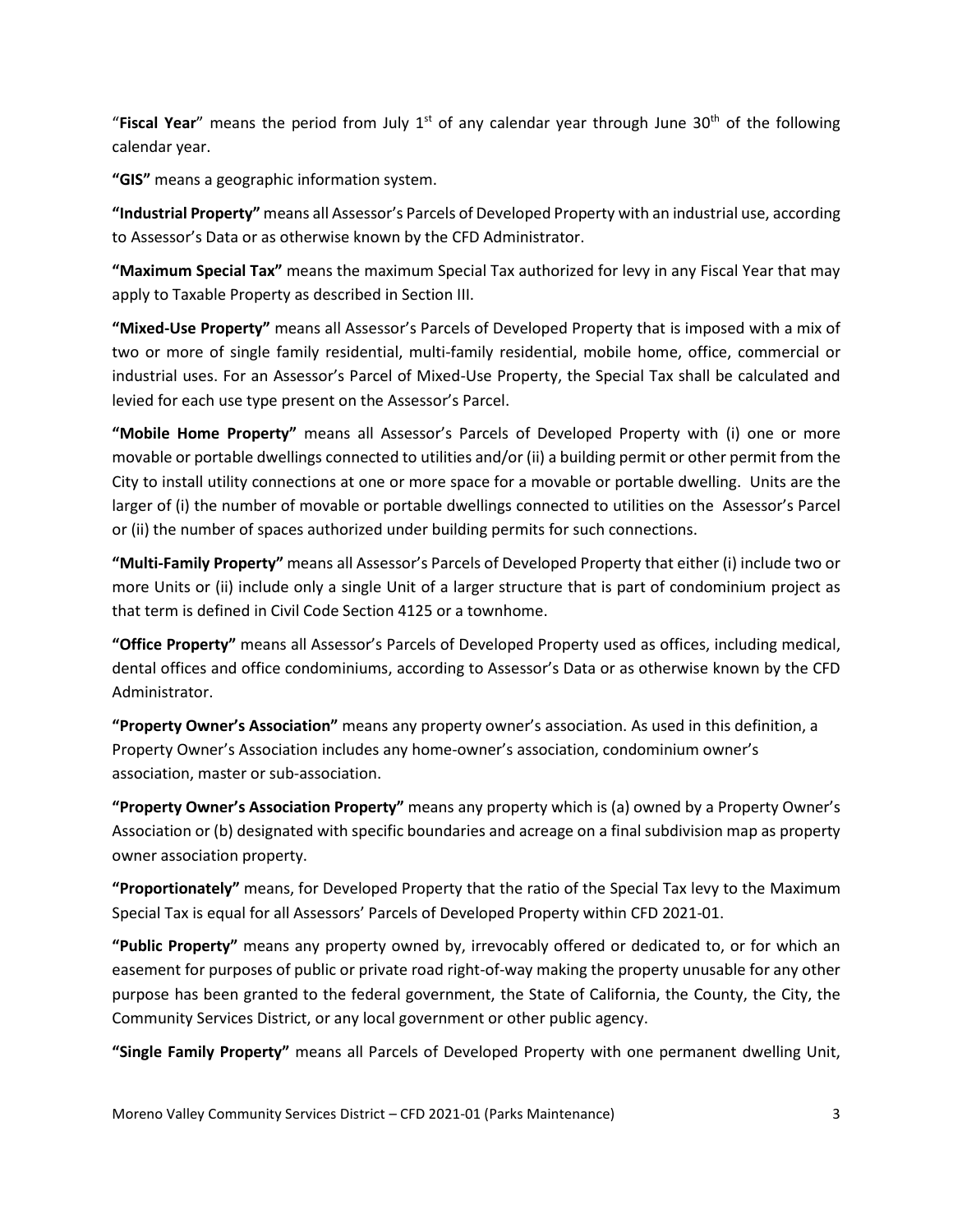"**Fiscal Year**" means the period from July 1st of any calendar year through June 30th of the following calendar year.

**"GIS"** means a geographic information system.

**"Industrial Property"** means all Assessor's Parcels of Developed Property with an industrial use, according to Assessor's Data or as otherwise known by the CFD Administrator.

**"Maximum Special Tax"** means the maximum Special Tax authorized for levy in any Fiscal Year that may apply to Taxable Property as described in Section III.

**"Mixed-Use Property"** means all Assessor's Parcels of Developed Property that is imposed with a mix of two or more of single family residential, multi-family residential, mobile home, office, commercial or industrial uses. For an Assessor's Parcel of Mixed-Use Property, the Special Tax shall be calculated and levied for each use type present on the Assessor's Parcel.

**"Mobile Home Property"** means all Assessor's Parcels of Developed Property with (i) one or more movable or portable dwellings connected to utilities and/or (ii) a building permit or other permit from the City to install utility connections at one or more space for a movable or portable dwelling. Units are the larger of (i) the number of movable or portable dwellings connected to utilities on the Assessor's Parcel or (ii) the number of spaces authorized under building permits for such connections.

**"Multi-Family Property"** means all Assessor's Parcels of Developed Property that either (i) include two or more Units or (ii) include only a single Unit of a larger structure that is part of condominium project as that term is defined in Civil Code Section 4125 or a townhome.

**"Office Property"** means all Assessor's Parcels of Developed Property used as offices, including medical, dental offices and office condominiums, according to Assessor's Data or as otherwise known by the CFD Administrator.

**"Property Owner's Association"** means any property owner's association. As used in this definition, a Property Owner's Association includes any home-owner's association, condominium owner's association, master or sub-association.

**"Property Owner's Association Property"** means any property which is (a) owned by a Property Owner's Association or (b) designated with specific boundaries and acreage on a final subdivision map as property owner association property.

**"Proportionately"** means, for Developed Property that the ratio of the Special Tax levy to the Maximum Special Tax is equal for all Assessors' Parcels of Developed Property within CFD 2021-01.

**"Public Property"** means any property owned by, irrevocably offered or dedicated to, or for which an easement for purposes of public or private road right-of-way making the property unusable for any other purpose has been granted to the federal government, the State of California, the County, the City, the Community Services District, or any local government or other public agency.

**"Single Family Property"** means all Parcels of Developed Property with one permanent dwelling Unit,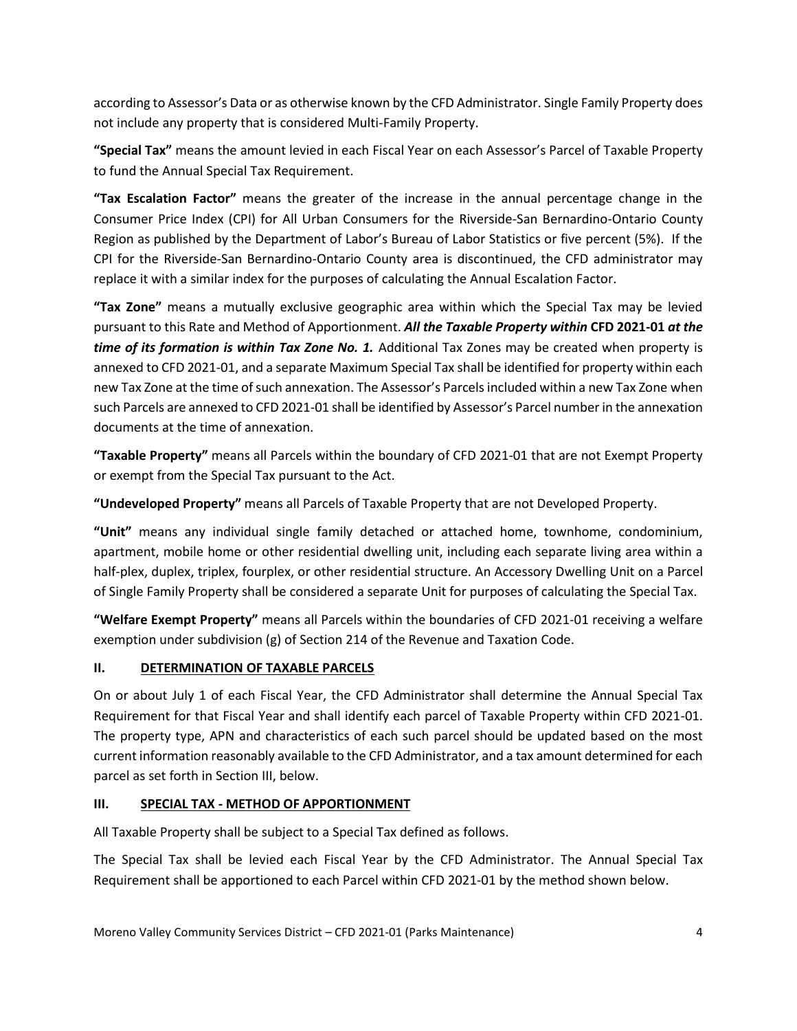according to Assessor's Data or as otherwise known by the CFD Administrator. Single Family Property does not include any property that is considered Multi-Family Property.

**"Special Tax"** means the amount levied in each Fiscal Year on each Assessor's Parcel of Taxable Property to fund the Annual Special Tax Requirement.

**"Tax Escalation Factor"** means the greater of the increase in the annual percentage change in the Consumer Price Index (CPI) for All Urban Consumers for the Riverside-San Bernardino-Ontario County Region as published by the Department of Labor's Bureau of Labor Statistics or five percent (5%). If the CPI for the Riverside-San Bernardino-Ontario County area is discontinued, the CFD administrator may replace it with a similar index for the purposes of calculating the Annual Escalation Factor.

**"Tax Zone"** means a mutually exclusive geographic area within which the Special Tax may be levied pursuant to this Rate and Method of Apportionment. ***All the Taxable Property within* CFD 2021-01 *at the time of its formation is within Tax Zone No. 1.*** Additional Tax Zones may be created when property is annexed to CFD 2021-01, and a separate Maximum Special Tax shall be identified for property within each new Tax Zone at the time of such annexation. The Assessor's Parcels included within a new Tax Zone when such Parcels are annexed to CFD 2021-01 shall be identified by Assessor's Parcel number in the annexation documents at the time of annexation.

**"Taxable Property"** means all Parcels within the boundary of CFD 2021-01 that are not Exempt Property or exempt from the Special Tax pursuant to the Act.

**"Undeveloped Property"** means all Parcels of Taxable Property that are not Developed Property.

**"Unit"** means any individual single family detached or attached home, townhome, condominium, apartment, mobile home or other residential dwelling unit, including each separate living area within a half-plex, duplex, triplex, fourplex, or other residential structure. An Accessory Dwelling Unit on a Parcel of Single Family Property shall be considered a separate Unit for purposes of calculating the Special Tax.

**"Welfare Exempt Property"** means all Parcels within the boundaries of CFD 2021-01 receiving a welfare exemption under subdivision (g) of Section 214 of the Revenue and Taxation Code.

## II. DETERMINATION OF TAXABLE PARCELS

On or about July 1 of each Fiscal Year, the CFD Administrator shall determine the Annual Special Tax Requirement for that Fiscal Year and shall identify each parcel of Taxable Property within CFD 2021-01. The property type, APN and characteristics of each such parcel should be updated based on the most current information reasonably available to the CFD Administrator, and a tax amount determined for each parcel as set forth in Section III, below.

## III. SPECIAL TAX - METHOD OF APPORTIONMENT

All Taxable Property shall be subject to a Special Tax defined as follows.

The Special Tax shall be levied each Fiscal Year by the CFD Administrator. The Annual Special Tax Requirement shall be apportioned to each Parcel within CFD 2021-01 by the method shown below.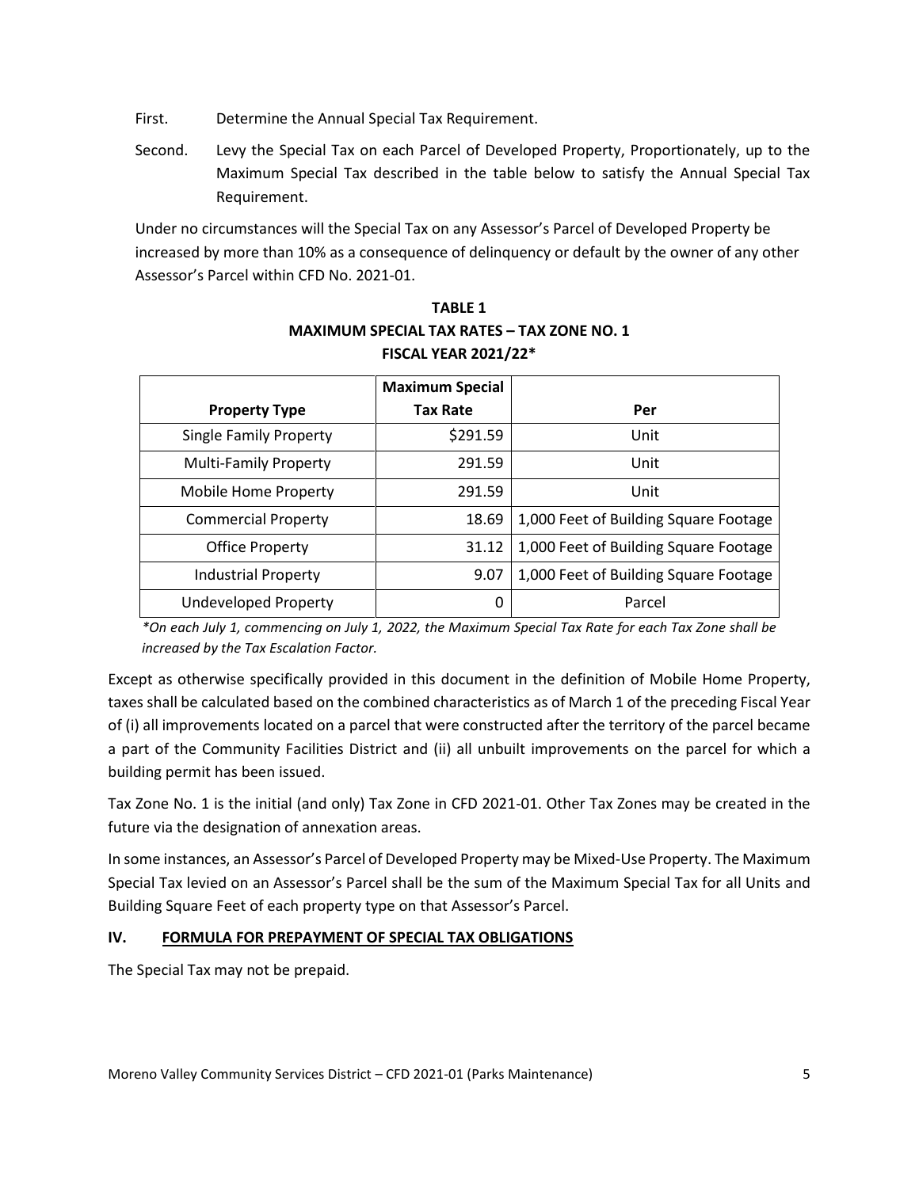First. Determine the Annual Special Tax Requirement.

Second. Levy the Special Tax on each Parcel of Developed Property, Proportionately, up to the Maximum Special Tax described in the table below to satisfy the Annual Special Tax Requirement.

Under no circumstances will the Special Tax on any Assessor's Parcel of Developed Property be increased by more than 10% as a consequence of delinquency or default by the owner of any other Assessor's Parcel within CFD No. 2021-01.

**TABLE 1**
**MAXIMUM SPECIAL TAX RATES – TAX ZONE NO. 1**
**FISCAL YEAR 2021/22***

| Property Type | Maximum Special Tax Rate | Per |
|---|---|---|
| Single Family Property | $291.59 | Unit |
| Multi-Family Property | 291.59 | Unit |
| Mobile Home Property | 291.59 | Unit |
| Commercial Property | 18.69 | 1,000 Feet of Building Square Footage |
| Office Property | 31.12 | 1,000 Feet of Building Square Footage |
| Industrial Property | 9.07 | 1,000 Feet of Building Square Footage |
| Undeveloped Property | 0 | Parcel |

*\*On each July 1, commencing on July 1, 2022, the Maximum Special Tax Rate for each Tax Zone shall be increased by the Tax Escalation Factor.*

Except as otherwise specifically provided in this document in the definition of Mobile Home Property, taxes shall be calculated based on the combined characteristics as of March 1 of the preceding Fiscal Year of (i) all improvements located on a parcel that were constructed after the territory of the parcel became a part of the Community Facilities District and (ii) all unbuilt improvements on the parcel for which a building permit has been issued.

Tax Zone No. 1 is the initial (and only) Tax Zone in CFD 2021-01. Other Tax Zones may be created in the future via the designation of annexation areas.

In some instances, an Assessor's Parcel of Developed Property may be Mixed-Use Property. The Maximum Special Tax levied on an Assessor's Parcel shall be the sum of the Maximum Special Tax for all Units and Building Square Feet of each property type on that Assessor's Parcel.

## IV. FORMULA FOR PREPAYMENT OF SPECIAL TAX OBLIGATIONS

The Special Tax may not be prepaid.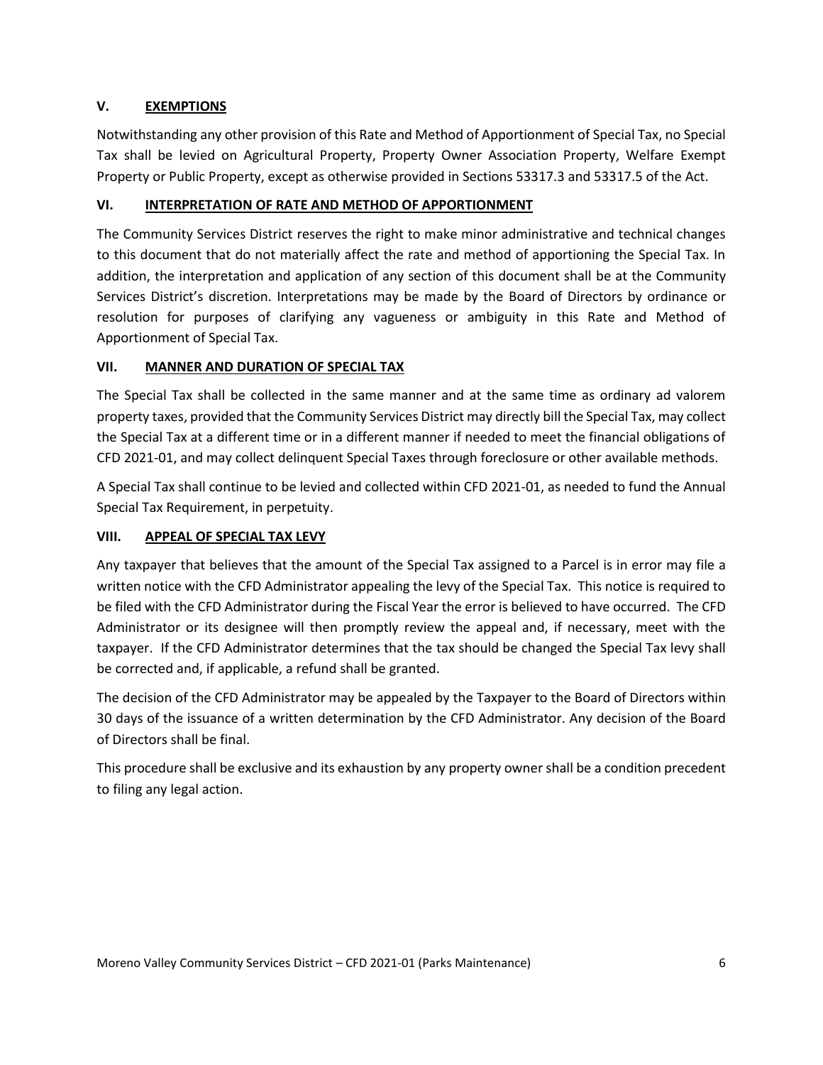## V. EXEMPTIONS

Notwithstanding any other provision of this Rate and Method of Apportionment of Special Tax, no Special Tax shall be levied on Agricultural Property, Property Owner Association Property, Welfare Exempt Property or Public Property, except as otherwise provided in Sections 53317.3 and 53317.5 of the Act.

## VI. INTERPRETATION OF RATE AND METHOD OF APPORTIONMENT

The Community Services District reserves the right to make minor administrative and technical changes to this document that do not materially affect the rate and method of apportioning the Special Tax. In addition, the interpretation and application of any section of this document shall be at the Community Services District's discretion. Interpretations may be made by the Board of Directors by ordinance or resolution for purposes of clarifying any vagueness or ambiguity in this Rate and Method of Apportionment of Special Tax.

## VII. MANNER AND DURATION OF SPECIAL TAX

The Special Tax shall be collected in the same manner and at the same time as ordinary ad valorem property taxes, provided that the Community Services District may directly bill the Special Tax, may collect the Special Tax at a different time or in a different manner if needed to meet the financial obligations of CFD 2021-01, and may collect delinquent Special Taxes through foreclosure or other available methods.

A Special Tax shall continue to be levied and collected within CFD 2021-01, as needed to fund the Annual Special Tax Requirement, in perpetuity.

## VIII. APPEAL OF SPECIAL TAX LEVY

Any taxpayer that believes that the amount of the Special Tax assigned to a Parcel is in error may file a written notice with the CFD Administrator appealing the levy of the Special Tax. This notice is required to be filed with the CFD Administrator during the Fiscal Year the error is believed to have occurred. The CFD Administrator or its designee will then promptly review the appeal and, if necessary, meet with the taxpayer. If the CFD Administrator determines that the tax should be changed the Special Tax levy shall be corrected and, if applicable, a refund shall be granted.

The decision of the CFD Administrator may be appealed by the Taxpayer to the Board of Directors within 30 days of the issuance of a written determination by the CFD Administrator. Any decision of the Board of Directors shall be final.

This procedure shall be exclusive and its exhaustion by any property owner shall be a condition precedent to filing any legal action.